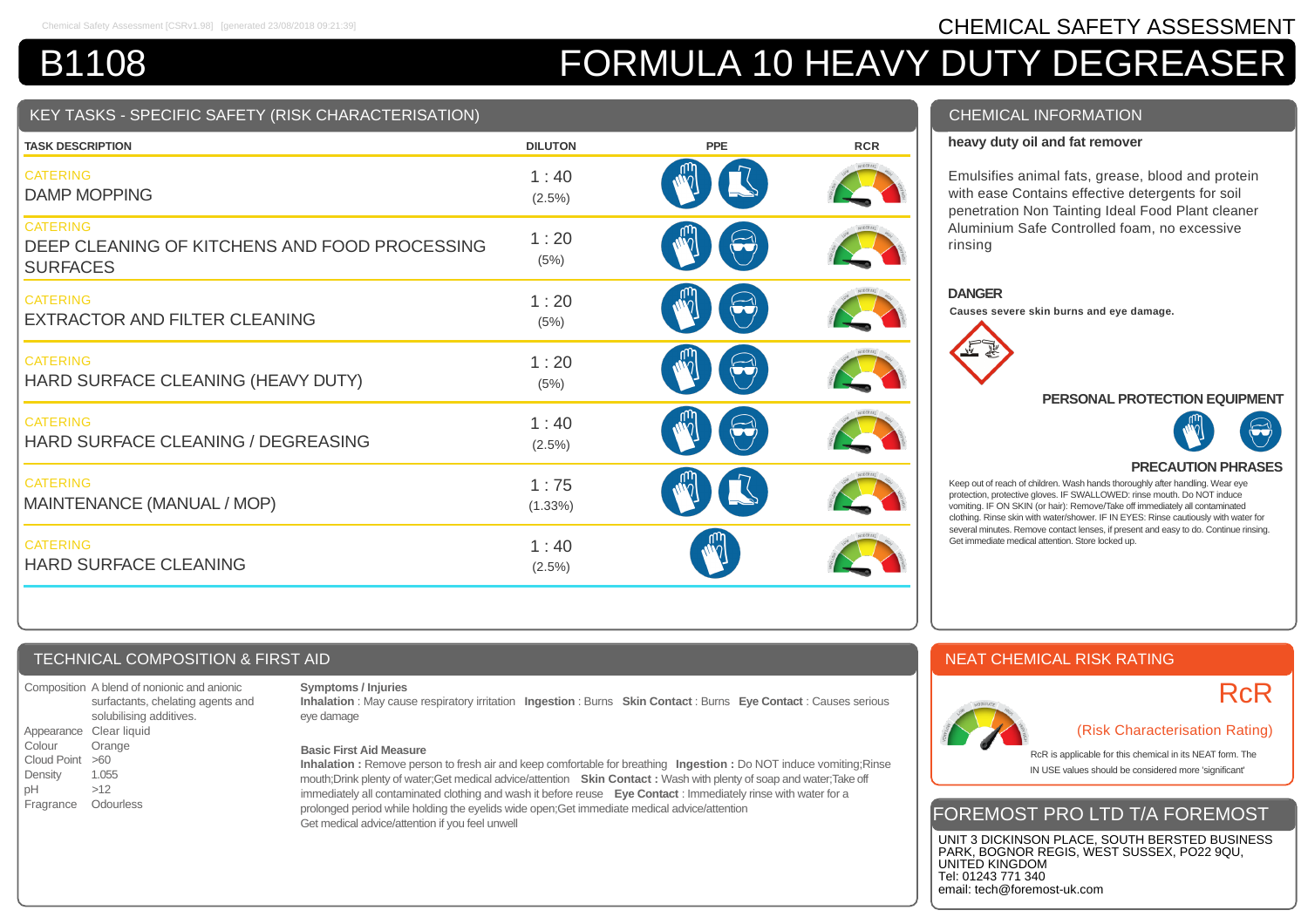# CHEMICAL SAFETY ASSESSMENT

# B1108 FORMULA 10 HEAVY DUTY DEGREASER

## KEY TASKS - SPECIFIC SAFETY (RISK CHARACTERISATION)

| TASK DESCRIPTION | DILUTON | PPE | RCR |
|---|---|---|---|
| CATERING<br>DAMP MOPPING | 1 : 40<br>(2.5%) | | |
| CATERING<br>DEEP CLEANING OF KITCHENS AND FOOD PROCESSING SURFACES | 1 : 20<br>(5%) | | |
| CATERING<br>EXTRACTOR AND FILTER CLEANING | 1 : 20<br>(5%) | | |
| CATERING<br>HARD SURFACE CLEANING (HEAVY DUTY) | 1 : 20<br>(5%) | | |
| CATERING<br>HARD SURFACE CLEANING / DEGREASING | 1 : 40<br>(2.5%) | | |
| CATERING<br>MAINTENANCE (MANUAL / MOP) | 1 : 75<br>(1.33%) | | |
| CATERING<br>HARD SURFACE CLEANING | 1 : 40<br>(2.5%) | | |

## CHEMICAL INFORMATION

**heavy duty oil and fat remover**

Emulsifies animal fats, grease, blood and protein with ease Contains effective detergents for soil penetration Non Tainting Ideal Food Plant cleaner Aluminium Safe Controlled foam, no excessive rinsing

**DANGER**

**Causes severe skin burns and eye damage.**

### PERSONAL PROTECTION EQUIPMENT

### PRECAUTION PHRASES

Keep out of reach of children. Wash hands thoroughly after handling. Wear eye protection, protective gloves. IF SWALLOWED: rinse mouth. Do NOT induce vomiting. IF ON SKIN (or hair): Remove/Take off immediately all contaminated clothing. Rinse skin with water/shower. IF IN EYES: Rinse cautiously with water for several minutes. Remove contact lenses, if present and easy to do. Continue rinsing. Get immediate medical attention. Store locked up.

## TECHNICAL COMPOSITION & FIRST AID

| | |
|---|---|
| Composition | A blend of nonionic and anionic surfactants, chelating agents and solubilising additives. |
| Appearance | Clear liquid |
| Colour | Orange |
| Cloud Point | >60 |
| Density | 1.055 |
| pH | >12 |
| Fragrance | Odourless |

**Symptoms / Injuries**

**Inhalation** : May cause respiratory irritation **Ingestion** : Burns **Skin Contact** : Burns **Eye Contact** : Causes serious eye damage

**Basic First Aid Measure**

**Inhalation :** Remove person to fresh air and keep comfortable for breathing **Ingestion :** Do NOT induce vomiting;Rinse mouth;Drink plenty of water;Get medical advice/attention **Skin Contact :** Wash with plenty of soap and water;Take off immediately all contaminated clothing and wash it before reuse **Eye Contact** : Immediately rinse with water for a prolonged period while holding the eyelids wide open;Get immediate medical advice/attention
Get medical advice/attention if you feel unwell

## NEAT CHEMICAL RISK RATING

RcR

(Risk Characterisation Rating)

RcR is applicable for this chemical in its NEAT form. The IN USE values should be considered more 'significant'

## FOREMOST PRO LTD T/A FOREMOST

UNIT 3 DICKINSON PLACE, SOUTH BERSTED BUSINESS PARK, BOGNOR REGIS, WEST SUSSEX, PO22 9QU, UNITED KINGDOM
Tel: 01243 771 340
email: tech@foremost-uk.com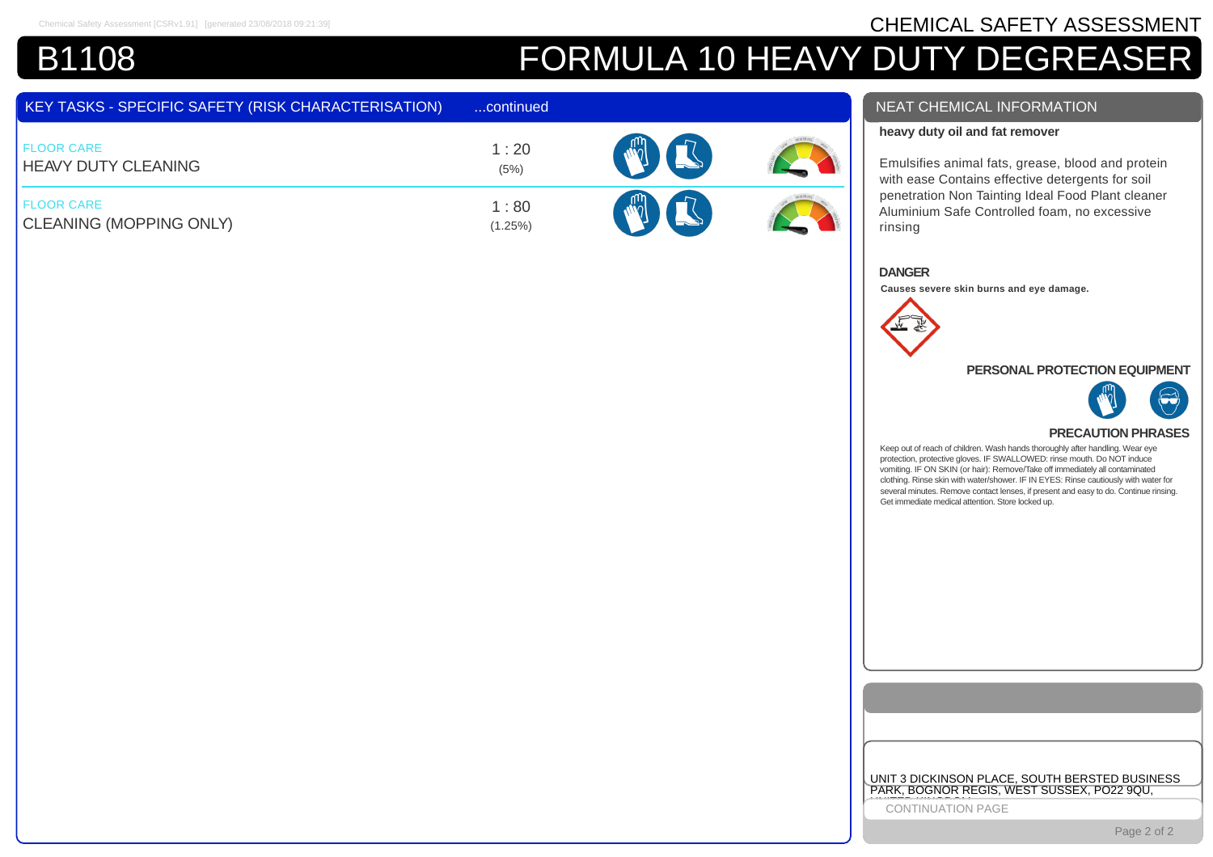CHEMICAL SAFETY ASSESSMENT

# B1108 FORMULA 10 HEAVY DUTY DEGREASER

## KEY TASKS - SPECIFIC SAFETY (RISK CHARACTERISATION) ...continued

| | | |
|---|---|---|
| FLOOR CARE<br>HEAVY DUTY CLEANING | 1 : 20<br>(5%) | |
| FLOOR CARE<br>CLEANING (MOPPING ONLY) | 1 : 80<br>(1.25%) | |

## NEAT CHEMICAL INFORMATION

**heavy duty oil and fat remover**

Emulsifies animal fats, grease, blood and protein with ease Contains effective detergents for soil penetration Non Tainting Ideal Food Plant cleaner Aluminium Safe Controlled foam, no excessive rinsing

### DANGER

**Causes severe skin burns and eye damage.**

### PERSONAL PROTECTION EQUIPMENT

### PRECAUTION PHRASES

Keep out of reach of children. Wash hands thoroughly after handling. Wear eye protection, protective gloves. IF SWALLOWED: rinse mouth. Do NOT induce vomiting. IF ON SKIN (or hair): Remove/Take off immediately all contaminated clothing. Rinse skin with water/shower. IF IN EYES: Rinse cautiously with water for several minutes. Remove contact lenses, if present and easy to do. Continue rinsing. Get immediate medical attention. Store locked up.

UNIT 3 DICKINSON PLACE, SOUTH BERSTED BUSINESS PARK, BOGNOR REGIS, WEST SUSSEX, PO22 9QU, UNITED KINGDOM

CONTINUATION PAGE